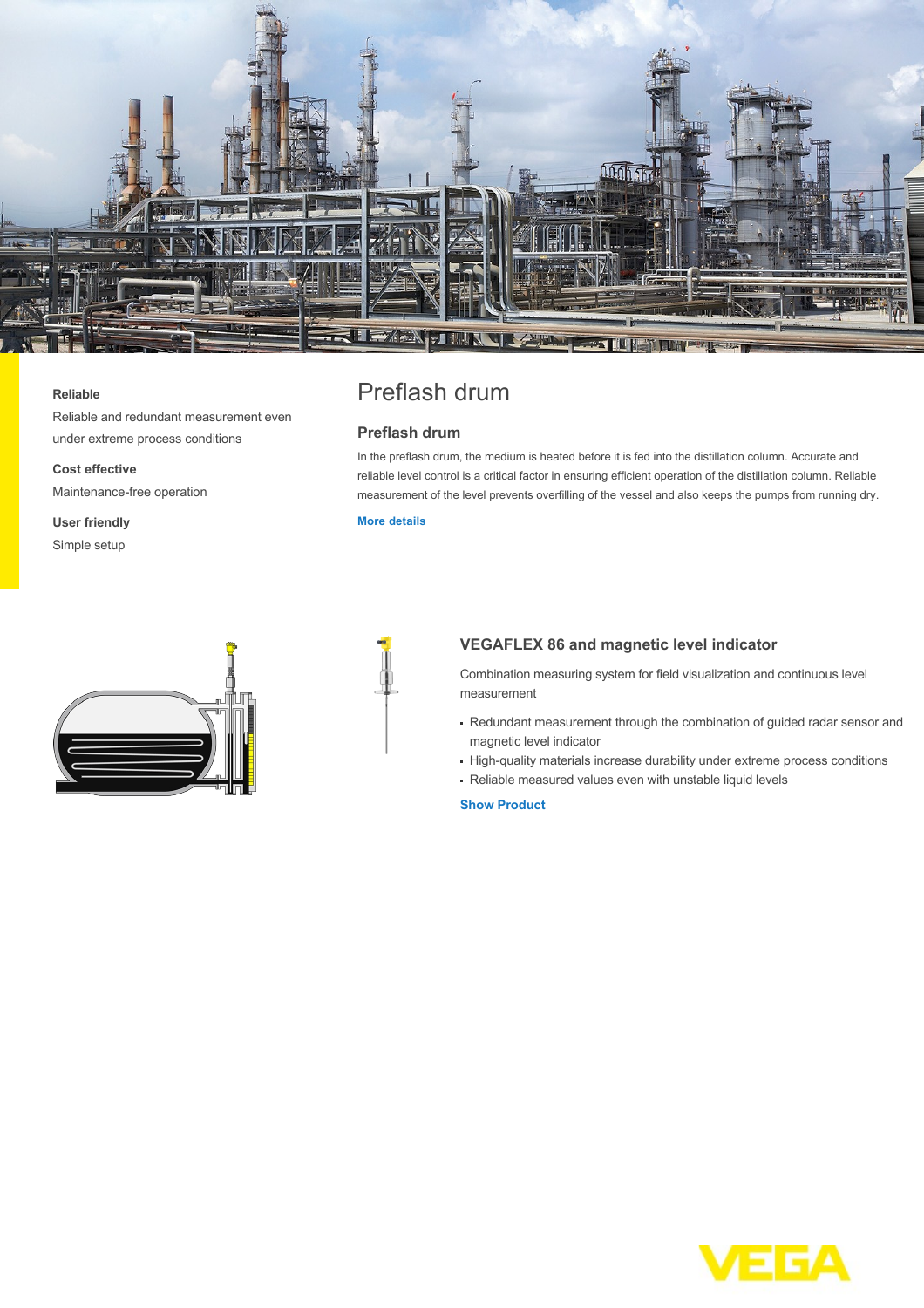# Preflash drum

**Reliable**

Reliable and redundant measurement even under extreme process conditions

**Cost effective**

Maintenance-free operation

**User friendly**

Simple setup

## Preflash drum

In the preflash drum, the medium is heated before it is fed into the distillation column. Accurate and reliable level control is a critical factor in ensuring efficient operation of the distillation column. Reliable measurement of the level prevents overfilling of the vessel and also keeps the pumps from running dry.

More details

### VEGAFLEX 86 and magnetic level indicator

Combination measuring system for field visualization and continuous level measurement

- Redundant measurement through the combination of guided radar sensor and magnetic level indicator
- High-quality materials increase durability under extreme process conditions
- Reliable measured values even with unstable liquid levels

Show Product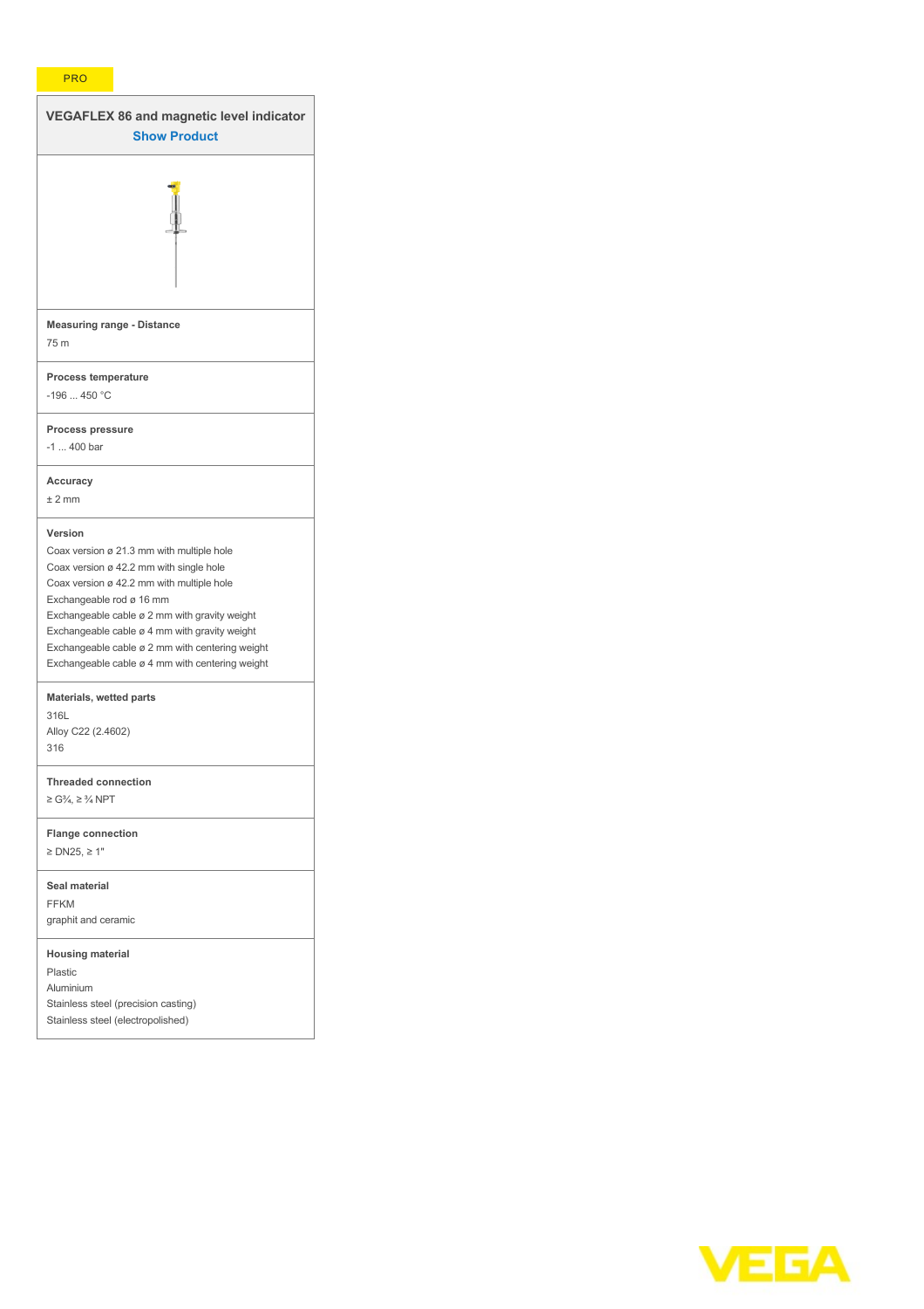PRO

## VEGAFLEX 86 and magnetic level indicator

Show Product

**Measuring range - Distance**

75 m

**Process temperature**

-196 ... 450 °C

**Process pressure**

-1 ... 400 bar

**Accuracy**

± 2 mm

**Version**

Coax version ø 21.3 mm with multiple hole
Coax version ø 42.2 mm with single hole
Coax version ø 42.2 mm with multiple hole
Exchangeable rod ø 16 mm
Exchangeable cable ø 2 mm with gravity weight
Exchangeable cable ø 4 mm with gravity weight
Exchangeable cable ø 2 mm with centering weight
Exchangeable cable ø 4 mm with centering weight

**Materials, wetted parts**

316L
Alloy C22 (2.4602)
316

**Threaded connection**

≥ G¾, ≥ ¾ NPT

**Flange connection**

≥ DN25, ≥ 1"

**Seal material**

FFKM
graphit and ceramic

**Housing material**

Plastic
Aluminium
Stainless steel (precision casting)
Stainless steel (electropolished)